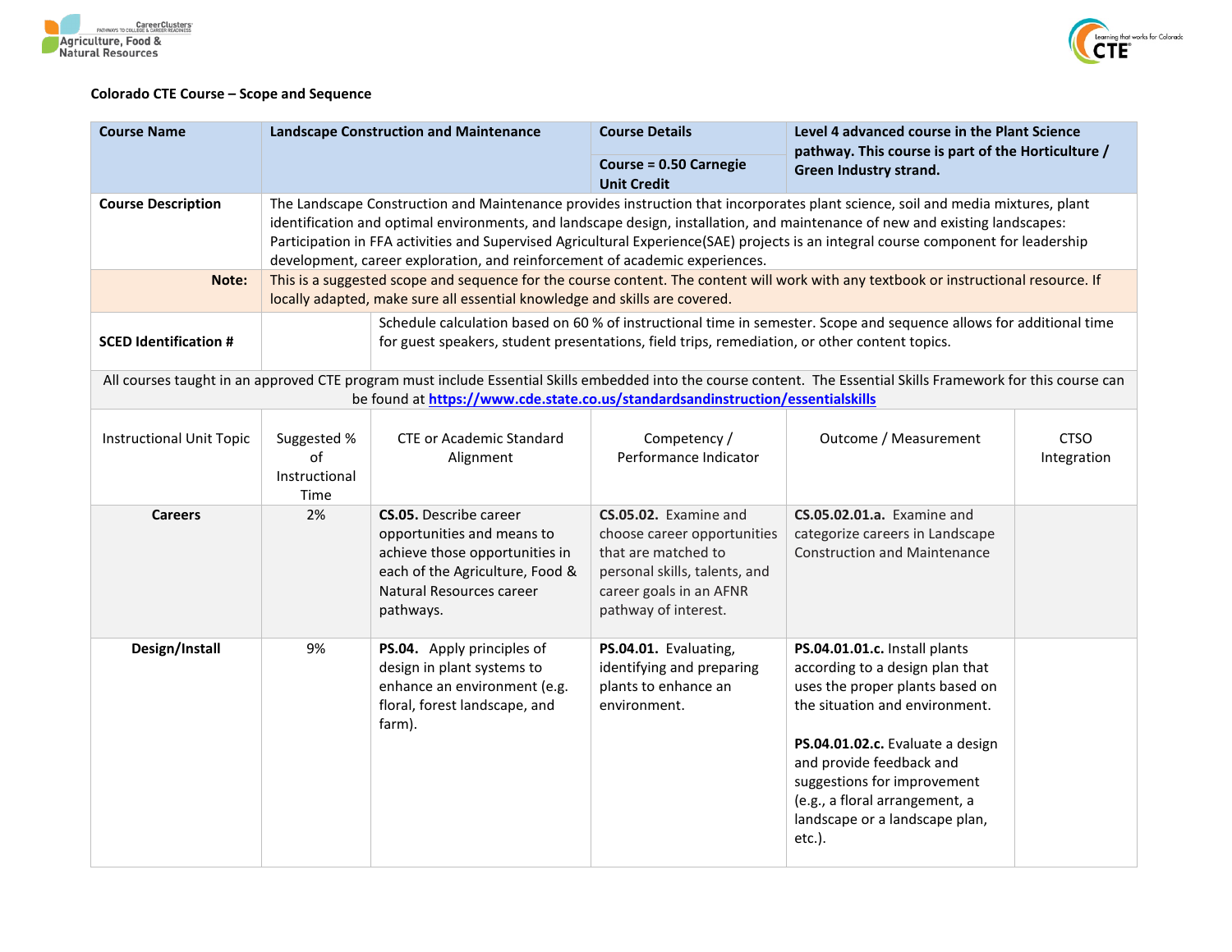**Colorado CTE Course – Scope and Sequence**

| **Course Name** | **Landscape Construction and Maintenance** | | **Course Details** | **Level 4 advanced course in the Plant Science pathway. This course is part of the Horticulture / Green Industry strand.** | |
|---|---|---|---|---|---|
| | | | **Course = 0.50 Carnegie Unit Credit** | | |
| **Course Description** | The Landscape Construction and Maintenance provides instruction that incorporates plant science, soil and media mixtures, plant identification and optimal environments, and landscape design, installation, and maintenance of new and existing landscapes: Participation in FFA activities and Supervised Agricultural Experience(SAE) projects is an integral course component for leadership development, career exploration, and reinforcement of academic experiences. | | | | |
| **Note:** | This is a suggested scope and sequence for the course content. The content will work with any textbook or instructional resource. If locally adapted, make sure all essential knowledge and skills are covered. | | | | |
| **SCED Identification #** | | Schedule calculation based on 60 % of instructional time in semester. Scope and sequence allows for additional time for guest speakers, student presentations, field trips, remediation, or other content topics. | | | |
| All courses taught in an approved CTE program must include Essential Skills embedded into the course content. The Essential Skills Framework for this course can be found at https://www.cde.state.co.us/standardsandinstruction/essentialskills | | | | | |
| Instructional Unit Topic | Suggested % of Instructional Time | CTE or Academic Standard Alignment | Competency / Performance Indicator | Outcome / Measurement | CTSO Integration |
| **Careers** | 2% | **CS.05.** Describe career opportunities and means to achieve those opportunities in each of the Agriculture, Food & Natural Resources career pathways. | **CS.05.02.** Examine and choose career opportunities that are matched to personal skills, talents, and career goals in an AFNR pathway of interest. | **CS.05.02.01.a.** Examine and categorize careers in Landscape Construction and Maintenance | |
| **Design/Install** | 9% | **PS.04.** Apply principles of design in plant systems to enhance an environment (e.g. floral, forest landscape, and farm). | **PS.04.01.** Evaluating, identifying and preparing plants to enhance an environment. | **PS.04.01.01.c.** Install plants according to a design plan that uses the proper plants based on the situation and environment.<br><br>**PS.04.01.02.c.** Evaluate a design and provide feedback and suggestions for improvement (e.g., a floral arrangement, a landscape or a landscape plan, etc.). | |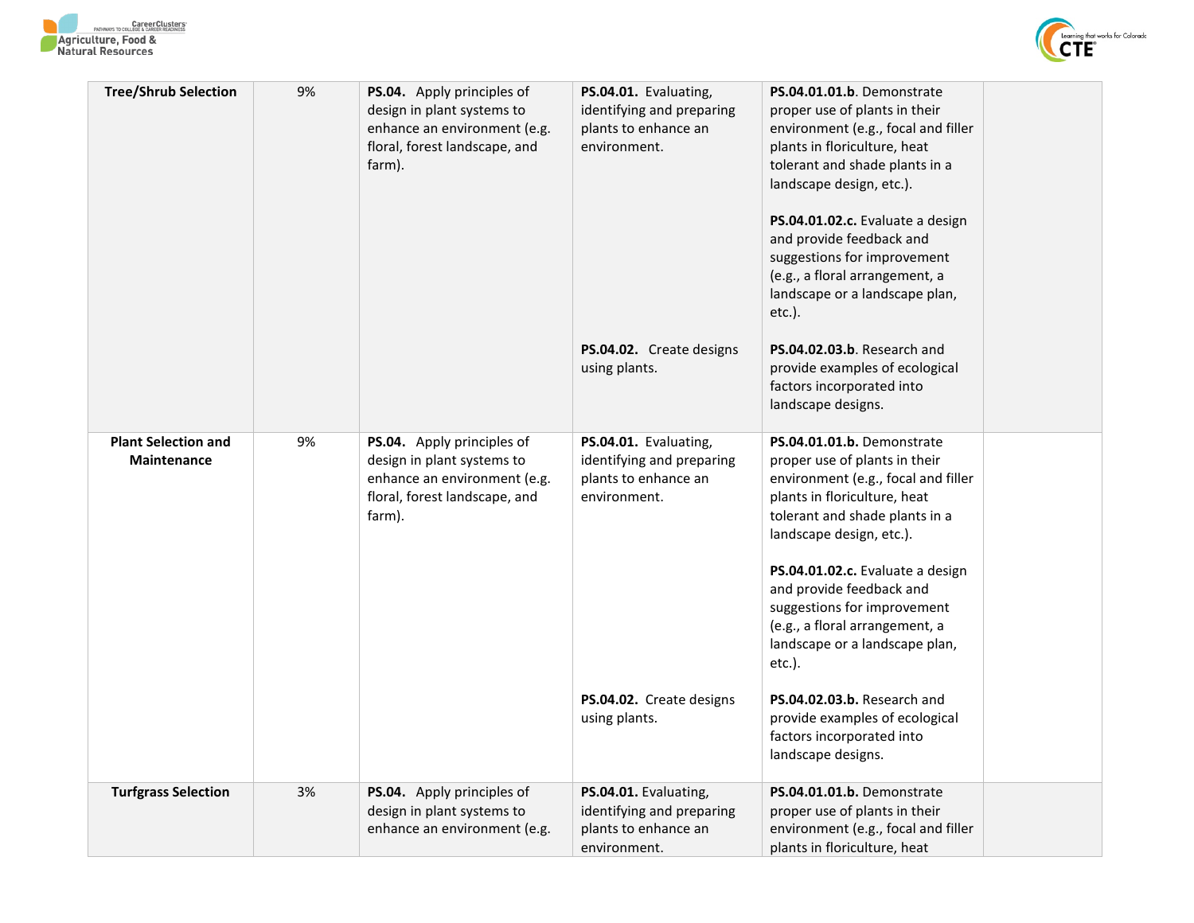| | | | | | |
|---|---|---|---|---|---|
| **Tree/Shrub Selection** | 9% | **PS.04.** Apply principles of design in plant systems to enhance an environment (e.g. floral, forest landscape, and farm). | **PS.04.01.** Evaluating, identifying and preparing plants to enhance an environment. | **PS.04.01.01.b.** Demonstrate proper use of plants in their environment (e.g., focal and filler plants in floriculture, heat tolerant and shade plants in a landscape design, etc.). | |
| | | | | **PS.04.01.02.c.** Evaluate a design and provide feedback and suggestions for improvement (e.g., a floral arrangement, a landscape or a landscape plan, etc.). | |
| | | | **PS.04.02.** Create designs using plants. | **PS.04.02.03.b**. Research and provide examples of ecological factors incorporated into landscape designs. | |
| **Plant Selection and Maintenance** | 9% | **PS.04.** Apply principles of design in plant systems to enhance an environment (e.g. floral, forest landscape, and farm). | **PS.04.01.** Evaluating, identifying and preparing plants to enhance an environment. | **PS.04.01.01.b.** Demonstrate proper use of plants in their environment (e.g., focal and filler plants in floriculture, heat tolerant and shade plants in a landscape design, etc.). | |
| | | | | **PS.04.01.02.c.** Evaluate a design and provide feedback and suggestions for improvement (e.g., a floral arrangement, a landscape or a landscape plan, etc.). | |
| | | | **PS.04.02.** Create designs using plants. | **PS.04.02.03.b.** Research and provide examples of ecological factors incorporated into landscape designs. | |
| **Turfgrass Selection** | 3% | **PS.04.** Apply principles of design in plant systems to enhance an environment (e.g. | **PS.04.01.** Evaluating, identifying and preparing plants to enhance an environment. | **PS.04.01.01.b.** Demonstrate proper use of plants in their environment (e.g., focal and filler plants in floriculture, heat | |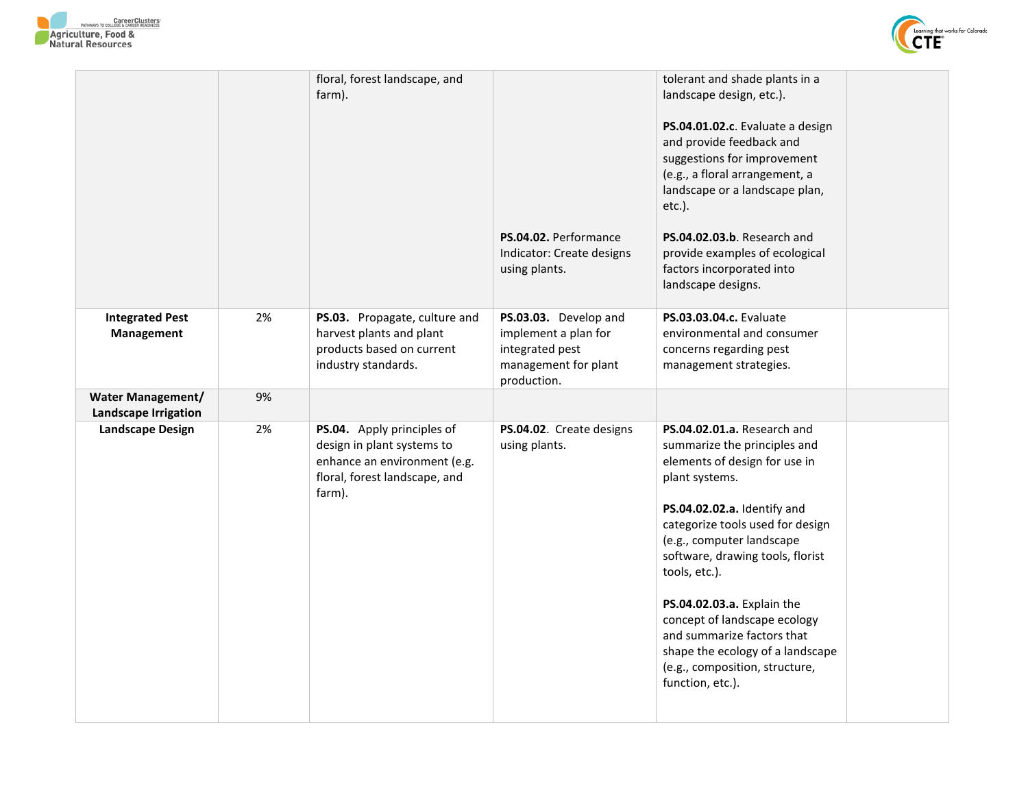| | | | | | |
|---|---|---|---|---|---|
| | | floral, forest landscape, and farm). | **PS.04.02.** Performance Indicator: Create designs using plants. | tolerant and shade plants in a landscape design, etc.).<br><br>**PS.04.01.02.c**. Evaluate a design and provide feedback and suggestions for improvement (e.g., a floral arrangement, a landscape or a landscape plan, etc.).<br><br>**PS.04.02.03.b**. Research and provide examples of ecological factors incorporated into landscape designs. | |
| **Integrated Pest Management** | 2% | **PS.03.** Propagate, culture and harvest plants and plant products based on current industry standards. | **PS.03.03.** Develop and implement a plan for integrated pest management for plant production. | **PS.03.03.04.c.** Evaluate environmental and consumer concerns regarding pest management strategies. | |
| **Water Management/ Landscape Irrigation** | 9% | | | | |
| **Landscape Design** | 2% | **PS.04.** Apply principles of design in plant systems to enhance an environment (e.g. floral, forest landscape, and farm). | **PS.04.02**. Create designs using plants. | **PS.04.02.01.a.** Research and summarize the principles and elements of design for use in plant systems.<br><br>**PS.04.02.02.a.** Identify and categorize tools used for design (e.g., computer landscape software, drawing tools, florist tools, etc.).<br><br>**PS.04.02.03.a.** Explain the concept of landscape ecology and summarize factors that shape the ecology of a landscape (e.g., composition, structure, function, etc.). | |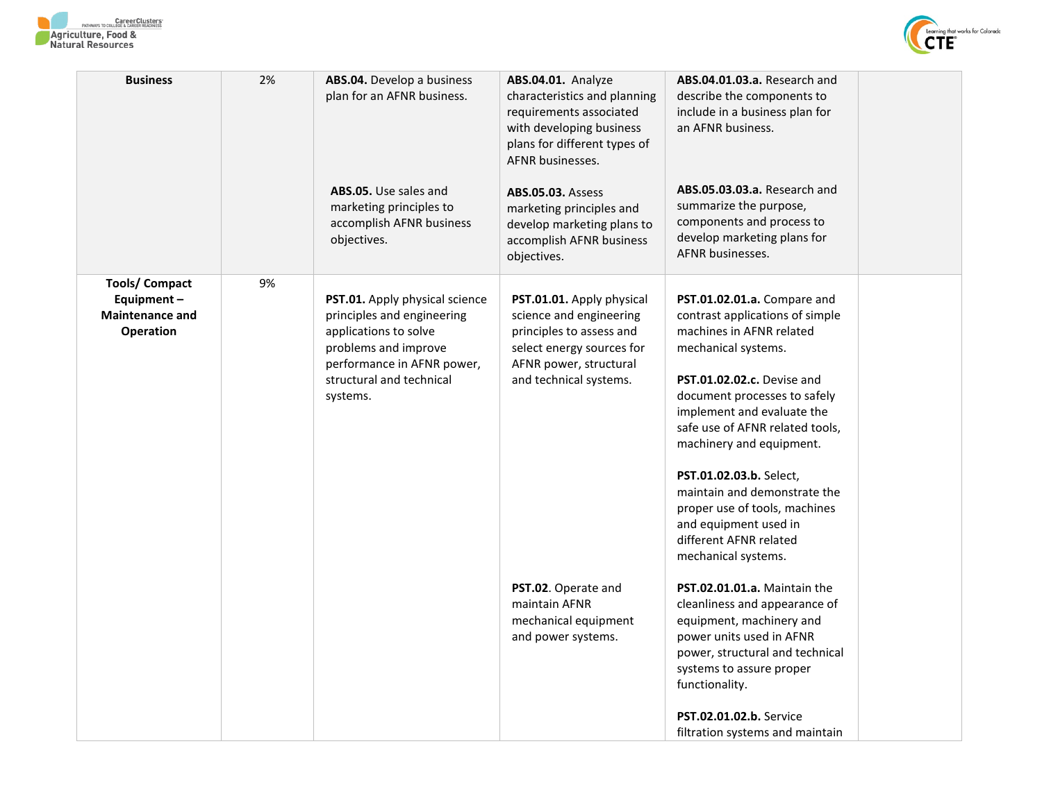| Business | 2% | **ABS.04.** Develop a business plan for an AFNR business. | **ABS.04.01.** Analyze characteristics and planning requirements associated with developing business plans for different types of AFNR businesses. | **ABS.04.01.03.a.** Research and describe the components to include in a business plan for an AFNR business. | |
|---|---|---|---|---|---|
| | | **ABS.05.** Use sales and marketing principles to accomplish AFNR business objectives. | **ABS.05.03.** Assess marketing principles and develop marketing plans to accomplish AFNR business objectives. | **ABS.05.03.03.a.** Research and summarize the purpose, components and process to develop marketing plans for AFNR businesses. | |
| **Tools/ Compact Equipment – Maintenance and Operation** | 9% | **PST.01.** Apply physical science principles and engineering applications to solve problems and improve performance in AFNR power, structural and technical systems. | **PST.01.01.** Apply physical science and engineering principles to assess and select energy sources for AFNR power, structural and technical systems. | **PST.01.02.01.a.** Compare and contrast applications of simple machines in AFNR related mechanical systems.<br><br>**PST.01.02.02.c.** Devise and document processes to safely implement and evaluate the safe use of AFNR related tools, machinery and equipment.<br><br>**PST.01.02.03.b.** Select, maintain and demonstrate the proper use of tools, machines and equipment used in different AFNR related mechanical systems. | |
| | | | **PST.02**. Operate and maintain AFNR mechanical equipment and power systems. | **PST.02.01.01.a.** Maintain the cleanliness and appearance of equipment, machinery and power units used in AFNR power, structural and technical systems to assure proper functionality.<br><br>**PST.02.01.02.b.** Service filtration systems and maintain | |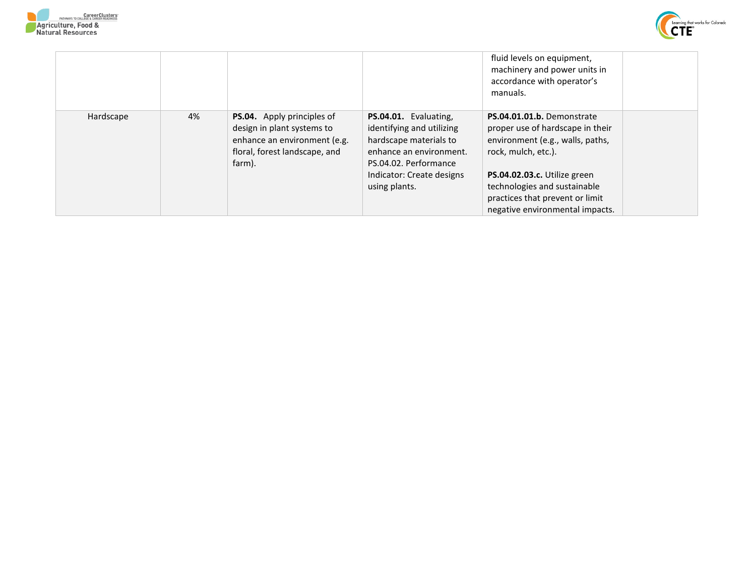| | | | | | |
|---|---|---|---|---|---|
| | | | | fluid levels on equipment, machinery and power units in accordance with operator's manuals. | |
| Hardscape | 4% | **PS.04.** Apply principles of design in plant systems to enhance an environment (e.g. floral, forest landscape, and farm). | **PS.04.01.** Evaluating, identifying and utilizing hardscape materials to enhance an environment. PS.04.02. Performance Indicator: Create designs using plants. | **PS.04.01.01.b.** Demonstrate proper use of hardscape in their environment (e.g., walls, paths, rock, mulch, etc.).<br><br>**PS.04.02.03.c.** Utilize green technologies and sustainable practices that prevent or limit negative environmental impacts. | |